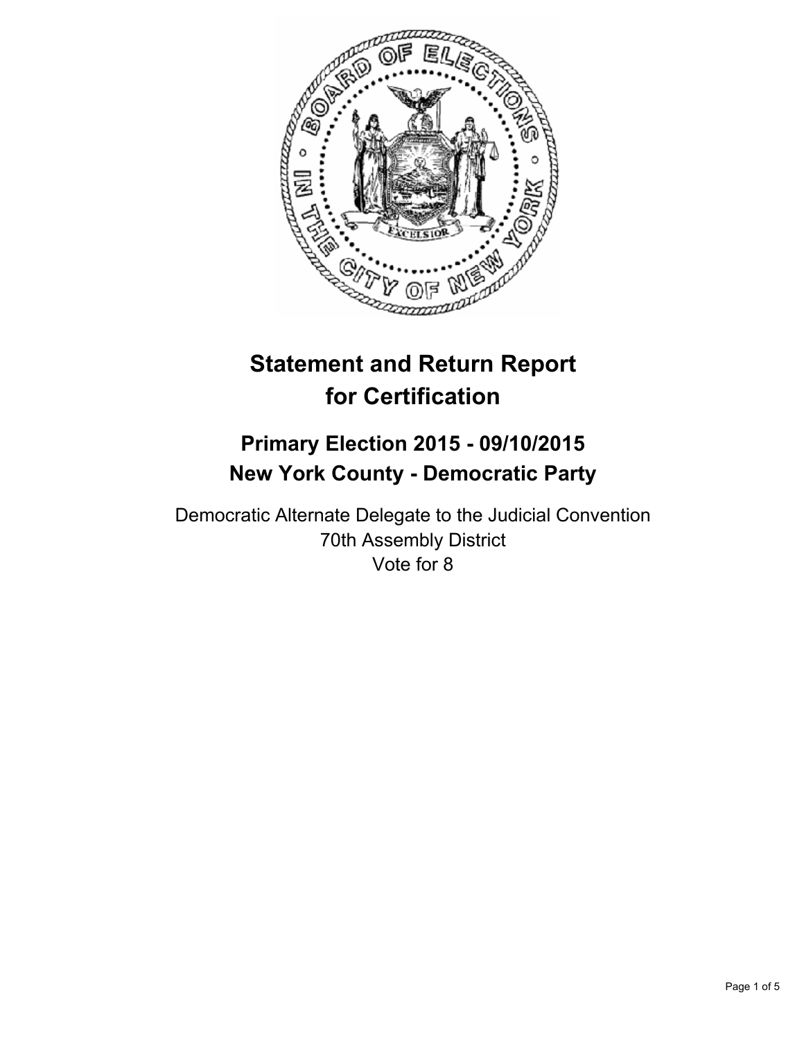# Statement and Return Report for Certification

## Primary Election 2015 - 09/10/2015
## New York County - Democratic Party

Democratic Alternate Delegate to the Judicial Convention
70th Assembly District
Vote for 8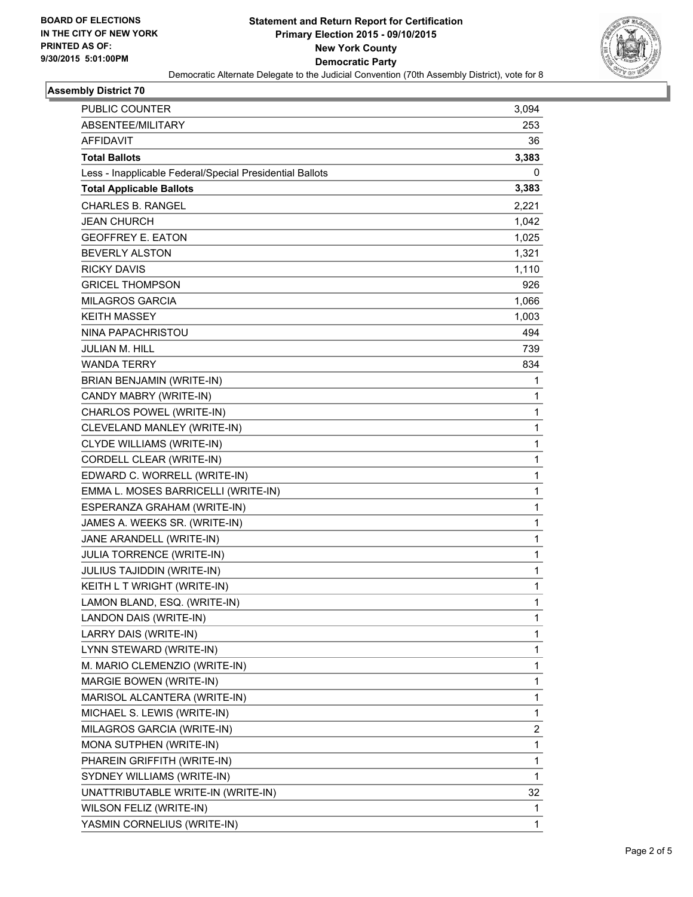**BOARD OF ELECTIONS IN THE CITY OF NEW YORK PRINTED AS OF: 9/30/2015 5:01:00PM**

# Statement and Return Report for Certification
## Primary Election 2015 - 09/10/2015
## New York County
## Democratic Party

Democratic Alternate Delegate to the Judicial Convention (70th Assembly District), vote for 8

### Assembly District 70

| | |
|---|---|
| PUBLIC COUNTER | 3,094 |
| ABSENTEE/MILITARY | 253 |
| AFFIDAVIT | 36 |
| **Total Ballots** | **3,383** |
| Less - Inapplicable Federal/Special Presidential Ballots | 0 |
| **Total Applicable Ballots** | **3,383** |
| CHARLES B. RANGEL | 2,221 |
| JEAN CHURCH | 1,042 |
| GEOFFREY E. EATON | 1,025 |
| BEVERLY ALSTON | 1,321 |
| RICKY DAVIS | 1,110 |
| GRICEL THOMPSON | 926 |
| MILAGROS GARCIA | 1,066 |
| KEITH MASSEY | 1,003 |
| NINA PAPACHRISTOU | 494 |
| JULIAN M. HILL | 739 |
| WANDA TERRY | 834 |
| BRIAN BENJAMIN (WRITE-IN) | 1 |
| CANDY MABRY (WRITE-IN) | 1 |
| CHARLOS POWEL (WRITE-IN) | 1 |
| CLEVELAND MANLEY (WRITE-IN) | 1 |
| CLYDE WILLIAMS (WRITE-IN) | 1 |
| CORDELL CLEAR (WRITE-IN) | 1 |
| EDWARD C. WORRELL (WRITE-IN) | 1 |
| EMMA L. MOSES BARRICELLI (WRITE-IN) | 1 |
| ESPERANZA GRAHAM (WRITE-IN) | 1 |
| JAMES A. WEEKS SR. (WRITE-IN) | 1 |
| JANE ARANDELL (WRITE-IN) | 1 |
| JULIA TORRENCE (WRITE-IN) | 1 |
| JULIUS TAJIDDIN (WRITE-IN) | 1 |
| KEITH L T WRIGHT (WRITE-IN) | 1 |
| LAMON BLAND, ESQ. (WRITE-IN) | 1 |
| LANDON DAIS (WRITE-IN) | 1 |
| LARRY DAIS (WRITE-IN) | 1 |
| LYNN STEWARD (WRITE-IN) | 1 |
| M. MARIO CLEMENZIO (WRITE-IN) | 1 |
| MARGIE BOWEN (WRITE-IN) | 1 |
| MARISOL ALCANTERA (WRITE-IN) | 1 |
| MICHAEL S. LEWIS (WRITE-IN) | 1 |
| MILAGROS GARCIA (WRITE-IN) | 2 |
| MONA SUTPHEN (WRITE-IN) | 1 |
| PHAREIN GRIFFITH (WRITE-IN) | 1 |
| SYDNEY WILLIAMS (WRITE-IN) | 1 |
| UNATTRIBUTABLE WRITE-IN (WRITE-IN) | 32 |
| WILSON FELIZ (WRITE-IN) | 1 |
| YASMIN CORNELIUS (WRITE-IN) | 1 |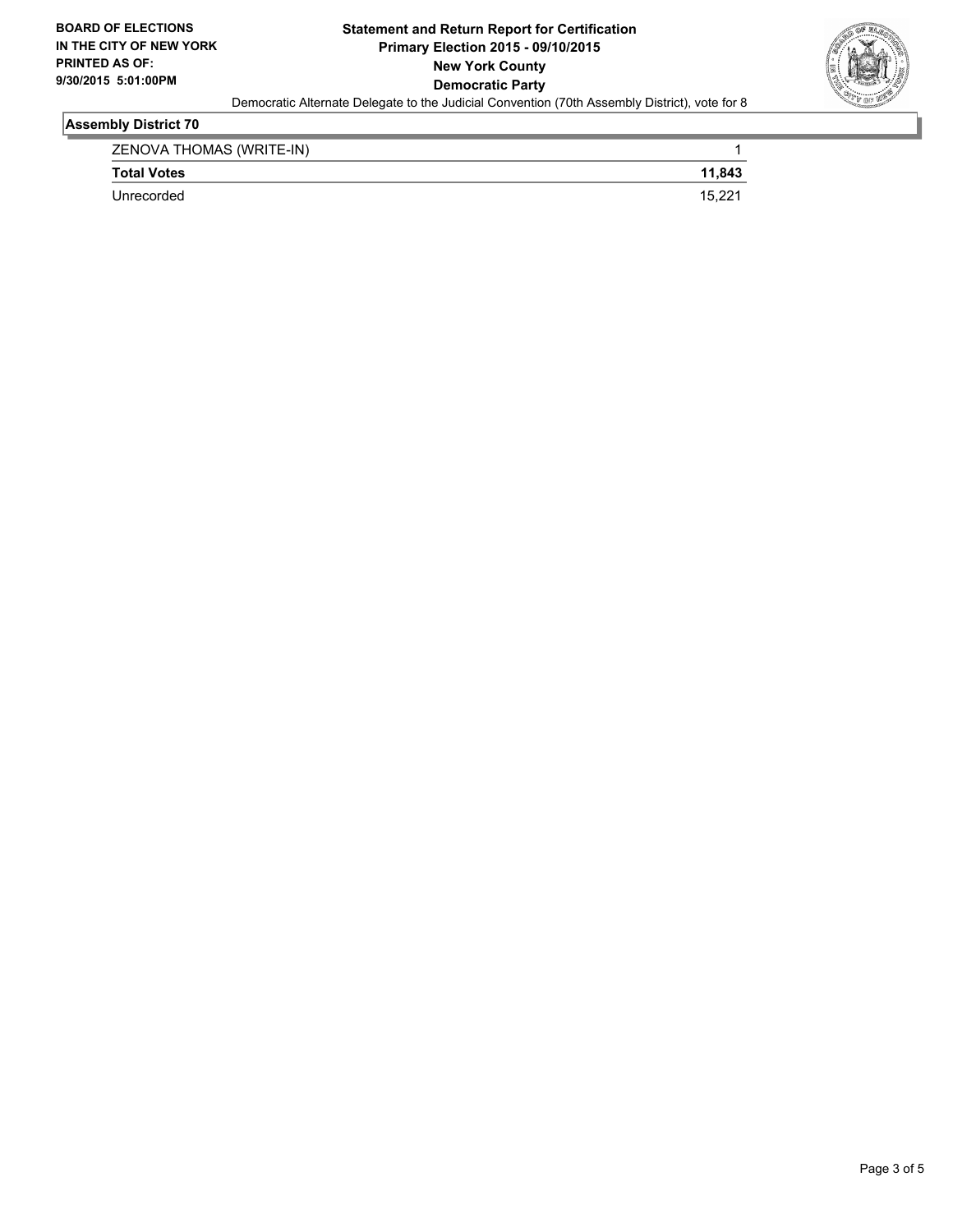**BOARD OF ELECTIONS IN THE CITY OF NEW YORK**
**PRINTED AS OF: 9/30/2015 5:01:00PM**

**Statement and Return Report for Certification**
**Primary Election 2015 - 09/10/2015**
**New York County**
**Democratic Party**

Democratic Alternate Delegate to the Judicial Convention (70th Assembly District), vote for 8

## Assembly District 70

| | |
|---|---|
| ZENOVA THOMAS (WRITE-IN) | 1 |
| **Total Votes** | **11,843** |
| Unrecorded | 15,221 |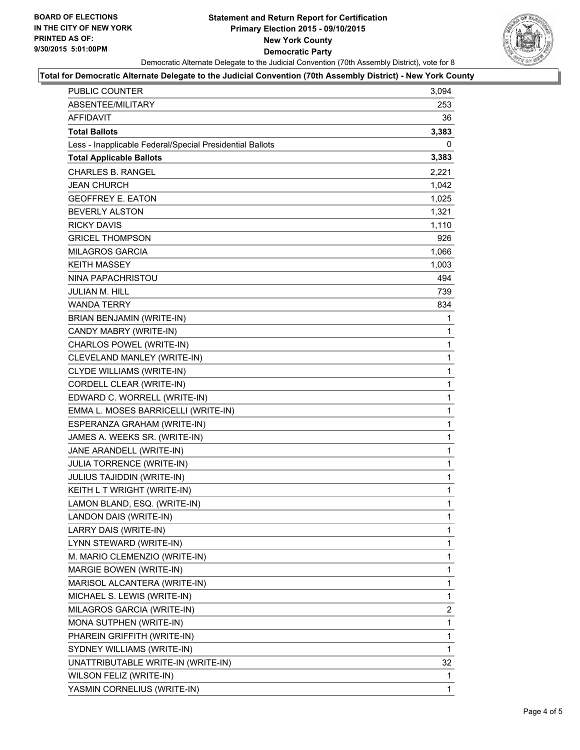BOARD OF ELECTIONS
IN THE CITY OF NEW YORK
PRINTED AS OF:
9/30/2015 5:01:00PM

# Statement and Return Report for Certification
## Primary Election 2015 - 09/10/2015
## New York County
## Democratic Party

Democratic Alternate Delegate to the Judicial Convention (70th Assembly District), vote for 8

**Total for Democratic Alternate Delegate to the Judicial Convention (70th Assembly District) - New York County**

| | |
|---|---|
| PUBLIC COUNTER | 3,094 |
| ABSENTEE/MILITARY | 253 |
| AFFIDAVIT | 36 |
| **Total Ballots** | **3,383** |
| Less - Inapplicable Federal/Special Presidential Ballots | 0 |
| **Total Applicable Ballots** | **3,383** |
| CHARLES B. RANGEL | 2,221 |
| JEAN CHURCH | 1,042 |
| GEOFFREY E. EATON | 1,025 |
| BEVERLY ALSTON | 1,321 |
| RICKY DAVIS | 1,110 |
| GRICEL THOMPSON | 926 |
| MILAGROS GARCIA | 1,066 |
| KEITH MASSEY | 1,003 |
| NINA PAPACHRISTOU | 494 |
| JULIAN M. HILL | 739 |
| WANDA TERRY | 834 |
| BRIAN BENJAMIN (WRITE-IN) | 1 |
| CANDY MABRY (WRITE-IN) | 1 |
| CHARLOS POWEL (WRITE-IN) | 1 |
| CLEVELAND MANLEY (WRITE-IN) | 1 |
| CLYDE WILLIAMS (WRITE-IN) | 1 |
| CORDELL CLEAR (WRITE-IN) | 1 |
| EDWARD C. WORRELL (WRITE-IN) | 1 |
| EMMA L. MOSES BARRICELLI (WRITE-IN) | 1 |
| ESPERANZA GRAHAM (WRITE-IN) | 1 |
| JAMES A. WEEKS SR. (WRITE-IN) | 1 |
| JANE ARANDELL (WRITE-IN) | 1 |
| JULIA TORRENCE (WRITE-IN) | 1 |
| JULIUS TAJIDDIN (WRITE-IN) | 1 |
| KEITH L T WRIGHT (WRITE-IN) | 1 |
| LAMON BLAND, ESQ. (WRITE-IN) | 1 |
| LANDON DAIS (WRITE-IN) | 1 |
| LARRY DAIS (WRITE-IN) | 1 |
| LYNN STEWARD (WRITE-IN) | 1 |
| M. MARIO CLEMENZIO (WRITE-IN) | 1 |
| MARGIE BOWEN (WRITE-IN) | 1 |
| MARISOL ALCANTERA (WRITE-IN) | 1 |
| MICHAEL S. LEWIS (WRITE-IN) | 1 |
| MILAGROS GARCIA (WRITE-IN) | 2 |
| MONA SUTPHEN (WRITE-IN) | 1 |
| PHAREIN GRIFFITH (WRITE-IN) | 1 |
| SYDNEY WILLIAMS (WRITE-IN) | 1 |
| UNATTRIBUTABLE WRITE-IN (WRITE-IN) | 32 |
| WILSON FELIZ (WRITE-IN) | 1 |
| YASMIN CORNELIUS (WRITE-IN) | 1 |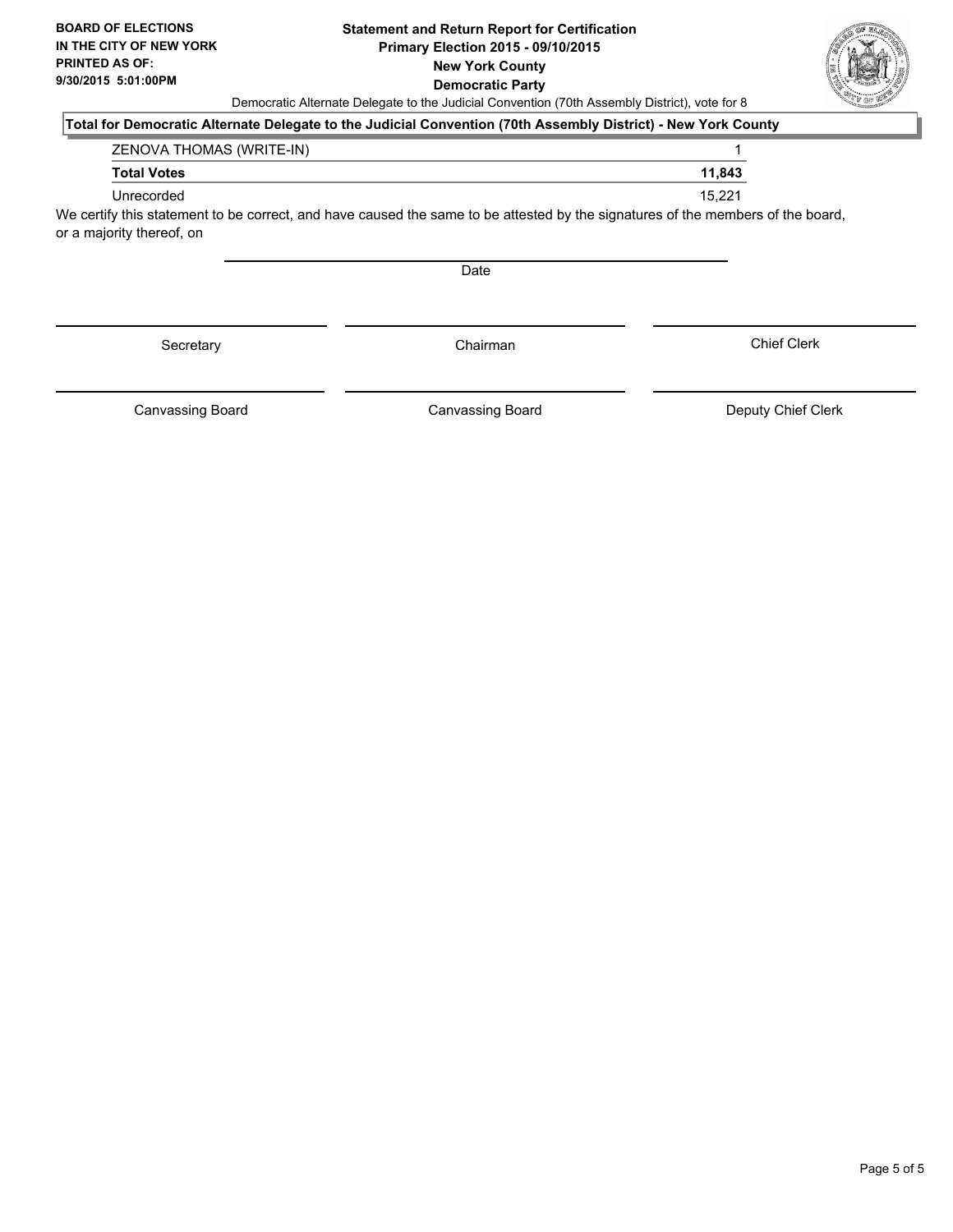**BOARD OF ELECTIONS IN THE CITY OF NEW YORK PRINTED AS OF: 9/30/2015 5:01:00PM**

**Statement and Return Report for Certification**
**Primary Election 2015 - 09/10/2015**
**New York County**
**Democratic Party**

Democratic Alternate Delegate to the Judicial Convention (70th Assembly District), vote for 8

**Total for Democratic Alternate Delegate to the Judicial Convention (70th Assembly District) - New York County**

| | |
|---|---|
| ZENOVA THOMAS (WRITE-IN) | 1 |
| **Total Votes** | **11,843** |
| Unrecorded | 15,221 |

We certify this statement to be correct, and have caused the same to be attested by the signatures of the members of the board, or a majority thereof, on

Date

Secretary | Chairman | Chief Clerk

Canvassing Board | Canvassing Board | Deputy Chief Clerk